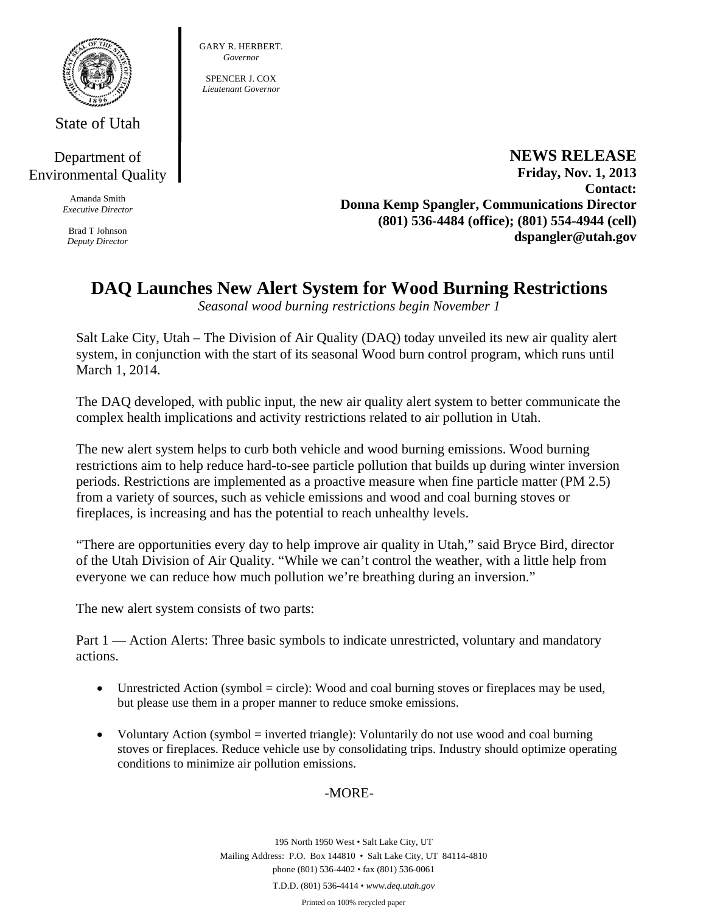State of Utah

Department of Environmental Quality

Amanda Smith
*Executive Director*

Brad T Johnson
*Deputy Director*

GARY R. HERBERT.
*Governor*

SPENCER J. COX
*Lieutenant Governor*

**NEWS RELEASE**
**Friday, Nov. 1, 2013**
**Contact:**
**Donna Kemp Spangler, Communications Director**
**(801) 536-4484 (office); (801) 554-4944 (cell)**
**dspangler@utah.gov**

# DAQ Launches New Alert System for Wood Burning Restrictions

*Seasonal wood burning restrictions begin November 1*

Salt Lake City, Utah – The Division of Air Quality (DAQ) today unveiled its new air quality alert system, in conjunction with the start of its seasonal Wood burn control program, which runs until March 1, 2014.

The DAQ developed, with public input, the new air quality alert system to better communicate the complex health implications and activity restrictions related to air pollution in Utah.

The new alert system helps to curb both vehicle and wood burning emissions. Wood burning restrictions aim to help reduce hard-to-see particle pollution that builds up during winter inversion periods. Restrictions are implemented as a proactive measure when fine particle matter (PM 2.5) from a variety of sources, such as vehicle emissions and wood and coal burning stoves or fireplaces, is increasing and has the potential to reach unhealthy levels.

"There are opportunities every day to help improve air quality in Utah," said Bryce Bird, director of the Utah Division of Air Quality. "While we can't control the weather, with a little help from everyone we can reduce how much pollution we're breathing during an inversion."

The new alert system consists of two parts:

Part 1 — Action Alerts: Three basic symbols to indicate unrestricted, voluntary and mandatory actions.

- Unrestricted Action (symbol = circle): Wood and coal burning stoves or fireplaces may be used, but please use them in a proper manner to reduce smoke emissions.
- Voluntary Action (symbol = inverted triangle): Voluntarily do not use wood and coal burning stoves or fireplaces. Reduce vehicle use by consolidating trips. Industry should optimize operating conditions to minimize air pollution emissions.

-MORE-

195 North 1950 West • Salt Lake City, UT
Mailing Address: P.O. Box 144810 • Salt Lake City, UT 84114-4810
phone (801) 536-4402 • fax (801) 536-0061
T.D.D. (801) 536-4414 • *www.deq.utah.gov*
Printed on 100% recycled paper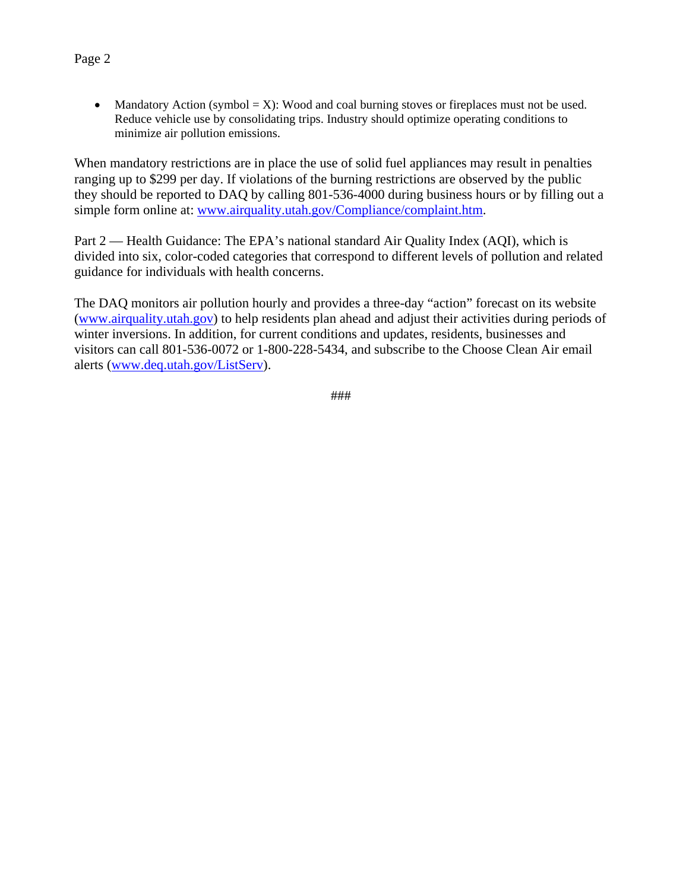- Mandatory Action (symbol = X): Wood and coal burning stoves or fireplaces must not be used. Reduce vehicle use by consolidating trips. Industry should optimize operating conditions to minimize air pollution emissions.

When mandatory restrictions are in place the use of solid fuel appliances may result in penalties ranging up to $299 per day. If violations of the burning restrictions are observed by the public they should be reported to DAQ by calling 801-536-4000 during business hours or by filling out a simple form online at: www.airquality.utah.gov/Compliance/complaint.htm.

Part 2 — Health Guidance: The EPA's national standard Air Quality Index (AQI), which is divided into six, color-coded categories that correspond to different levels of pollution and related guidance for individuals with health concerns.

The DAQ monitors air pollution hourly and provides a three-day "action" forecast on its website (www.airquality.utah.gov) to help residents plan ahead and adjust their activities during periods of winter inversions. In addition, for current conditions and updates, residents, businesses and visitors can call 801-536-0072 or 1-800-228-5434, and subscribe to the Choose Clean Air email alerts (www.deq.utah.gov/ListServ).

###